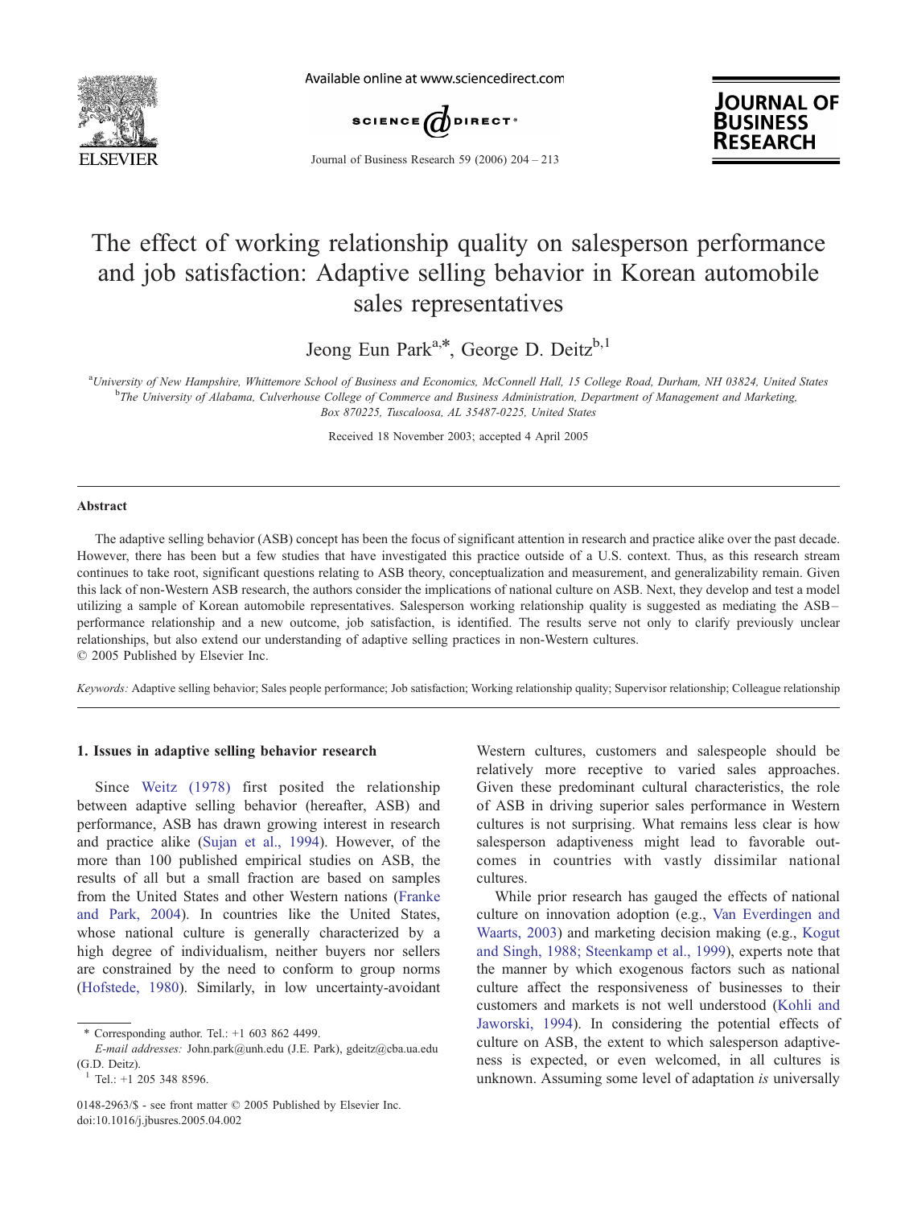# The effect of working relationship quality on salesperson performance and job satisfaction: Adaptive selling behavior in Korean automobile sales representatives

Jeong Eun Park[a,*], George D. Deitz[b,1]

[a] University of New Hampshire, Whittemore School of Business and Economics, McConnell Hall, 15 College Road, Durham, NH 03824, United States
[b] The University of Alabama, Culverhouse College of Commerce and Business Administration, Department of Management and Marketing, Box 870225, Tuscaloosa, AL 35487-0225, United States

Received 18 November 2003; accepted 4 April 2005

## Abstract

The adaptive selling behavior (ASB) concept has been the focus of significant attention in research and practice alike over the past decade. However, there has been but a few studies that have investigated this practice outside of a U.S. context. Thus, as this research stream continues to take root, significant questions relating to ASB theory, conceptualization and measurement, and generalizability remain. Given this lack of non-Western ASB research, the authors consider the implications of national culture on ASB. Next, they develop and test a model utilizing a sample of Korean automobile representatives. Salesperson working relationship quality is suggested as mediating the ASB–performance relationship and a new outcome, job satisfaction, is identified. The results serve not only to clarify previously unclear relationships, but also extend our understanding of adaptive selling practices in non-Western cultures.
© 2005 Published by Elsevier Inc.

*Keywords:* Adaptive selling behavior; Sales people performance; Job satisfaction; Working relationship quality; Supervisor relationship; Colleague relationship

## 1. Issues in adaptive selling behavior research

Since Weitz (1978) first posited the relationship between adaptive selling behavior (hereafter, ASB) and performance, ASB has drawn growing interest in research and practice alike (Sujan et al., 1994). However, of the more than 100 published empirical studies on ASB, the results of all but a small fraction are based on samples from the United States and other Western nations (Franke and Park, 2004). In countries like the United States, whose national culture is generally characterized by a high degree of individualism, neither buyers nor sellers are constrained by the need to conform to group norms (Hofstede, 1980). Similarly, in low uncertainty-avoidant Western cultures, customers and salespeople should be relatively more receptive to varied sales approaches. Given these predominant cultural characteristics, the role of ASB in driving superior sales performance in Western cultures is not surprising. What remains less clear is how salesperson adaptiveness might lead to favorable outcomes in countries with vastly dissimilar national cultures.

While prior research has gauged the effects of national culture on innovation adoption (e.g., Van Everdingen and Waarts, 2003) and marketing decision making (e.g., Kogut and Singh, 1988; Steenkamp et al., 1999), experts note that the manner by which exogenous factors such as national culture affect the responsiveness of businesses to their customers and markets is not well understood (Kohli and Jaworski, 1994). In considering the potential effects of culture on ASB, the extent to which salesperson adaptiveness is expected, or even welcomed, in all cultures is unknown. Assuming some level of adaptation *is* universally

\* Corresponding author. Tel.: +1 603 862 4499.
*E-mail addresses:* John.park@unh.edu (J.E. Park), gdeitz@cba.ua.edu (G.D. Deitz).
[1] Tel.: +1 205 348 8596.

0148-2963/$ - see front matter © 2005 Published by Elsevier Inc.
doi:10.1016/j.jbusres.2005.04.002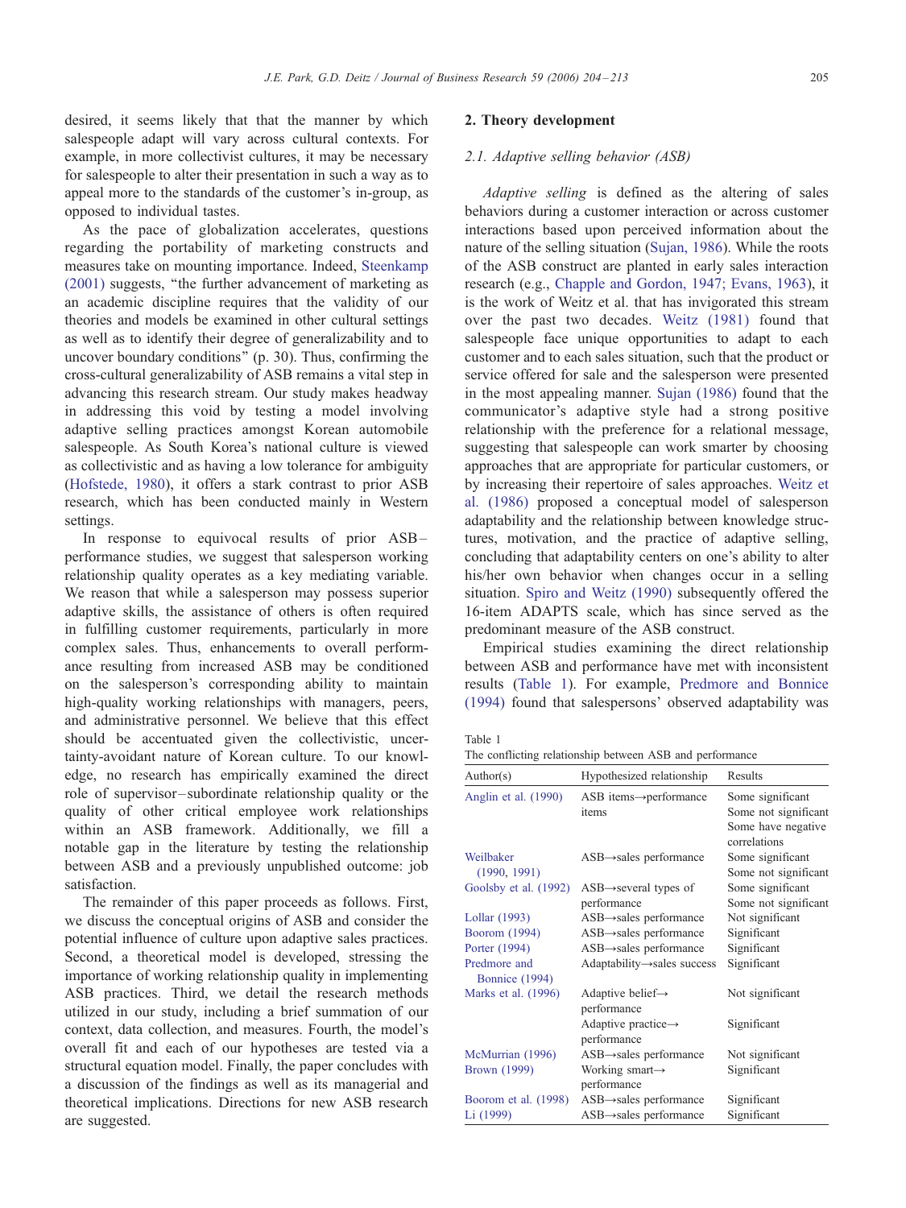desired, it seems likely that that the manner by which salespeople adapt will vary across cultural contexts. For example, in more collectivist cultures, it may be necessary for salespeople to alter their presentation in such a way as to appeal more to the standards of the customer's in-group, as opposed to individual tastes.

As the pace of globalization accelerates, questions regarding the portability of marketing constructs and measures take on mounting importance. Indeed, Steenkamp (2001) suggests, "the further advancement of marketing as an academic discipline requires that the validity of our theories and models be examined in other cultural settings as well as to identify their degree of generalizability and to uncover boundary conditions" (p. 30). Thus, confirming the cross-cultural generalizability of ASB remains a vital step in advancing this research stream. Our study makes headway in addressing this void by testing a model involving adaptive selling practices amongst Korean automobile salespeople. As South Korea's national culture is viewed as collectivistic and as having a low tolerance for ambiguity (Hofstede, 1980), it offers a stark contrast to prior ASB research, which has been conducted mainly in Western settings.

In response to equivocal results of prior ASB–performance studies, we suggest that salesperson working relationship quality operates as a key mediating variable. We reason that while a salesperson may possess superior adaptive skills, the assistance of others is often required in fulfilling customer requirements, particularly in more complex sales. Thus, enhancements to overall performance resulting from increased ASB may be conditioned on the salesperson's corresponding ability to maintain high-quality working relationships with managers, peers, and administrative personnel. We believe that this effect should be accentuated given the collectivistic, uncertainty-avoidant nature of Korean culture. To our knowledge, no research has empirically examined the direct role of supervisor–subordinate relationship quality or the quality of other critical employee work relationships within an ASB framework. Additionally, we fill a notable gap in the literature by testing the relationship between ASB and a previously unpublished outcome: job satisfaction.

The remainder of this paper proceeds as follows. First, we discuss the conceptual origins of ASB and consider the potential influence of culture upon adaptive sales practices. Second, a theoretical model is developed, stressing the importance of working relationship quality in implementing ASB practices. Third, we detail the research methods utilized in our study, including a brief summation of our context, data collection, and measures. Fourth, the model's overall fit and each of our hypotheses are tested via a structural equation model. Finally, the paper concludes with a discussion of the findings as well as its managerial and theoretical implications. Directions for new ASB research are suggested.

## 2. Theory development

### 2.1. Adaptive selling behavior (ASB)

*Adaptive selling* is defined as the altering of sales behaviors during a customer interaction or across customer interactions based upon perceived information about the nature of the selling situation (Sujan, 1986). While the roots of the ASB construct are planted in early sales interaction research (e.g., Chapple and Gordon, 1947; Evans, 1963), it is the work of Weitz et al. that has invigorated this stream over the past two decades. Weitz (1981) found that salespeople face unique opportunities to adapt to each customer and to each sales situation, such that the product or service offered for sale and the salesperson were presented in the most appealing manner. Sujan (1986) found that the communicator's adaptive style had a strong positive relationship with the preference for a relational message, suggesting that salespeople can work smarter by choosing approaches that are appropriate for particular customers, or by increasing their repertoire of sales approaches. Weitz et al. (1986) proposed a conceptual model of salesperson adaptability and the relationship between knowledge structures, motivation, and the practice of adaptive selling, concluding that adaptability centers on one's ability to alter his/her own behavior when changes occur in a selling situation. Spiro and Weitz (1990) subsequently offered the 16-item ADAPTS scale, which has since served as the predominant measure of the ASB construct.

Empirical studies examining the direct relationship between ASB and performance have met with inconsistent results (Table 1). For example, Predmore and Bonnice (1994) found that salespersons' observed adaptability was

Table 1
The conflicting relationship between ASB and performance

| Author(s) | Hypothesized relationship | Results |
|---|---|---|
| Anglin et al. (1990) | ASB items→performance items | Some significant<br>Some not significant<br>Some have negative correlations |
| Weilbaker (1990, 1991) | ASB→sales performance | Some significant<br>Some not significant |
| Goolsby et al. (1992) | ASB→several types of performance | Some significant<br>Some not significant |
| Lollar (1993) | ASB→sales performance | Not significant |
| Boorom (1994) | ASB→sales performance | Significant |
| Porter (1994) | ASB→sales performance | Significant |
| Predmore and Bonnice (1994) | Adaptability→sales success | Significant |
| Marks et al. (1996) | Adaptive belief→performance | Not significant |
| | Adaptive practice→performance | Significant |
| McMurrian (1996) | ASB→sales performance | Not significant |
| Brown (1999) | Working smart→performance | Significant |
| Boorom et al. (1998) | ASB→sales performance | Significant |
| Li (1999) | ASB→sales performance | Significant |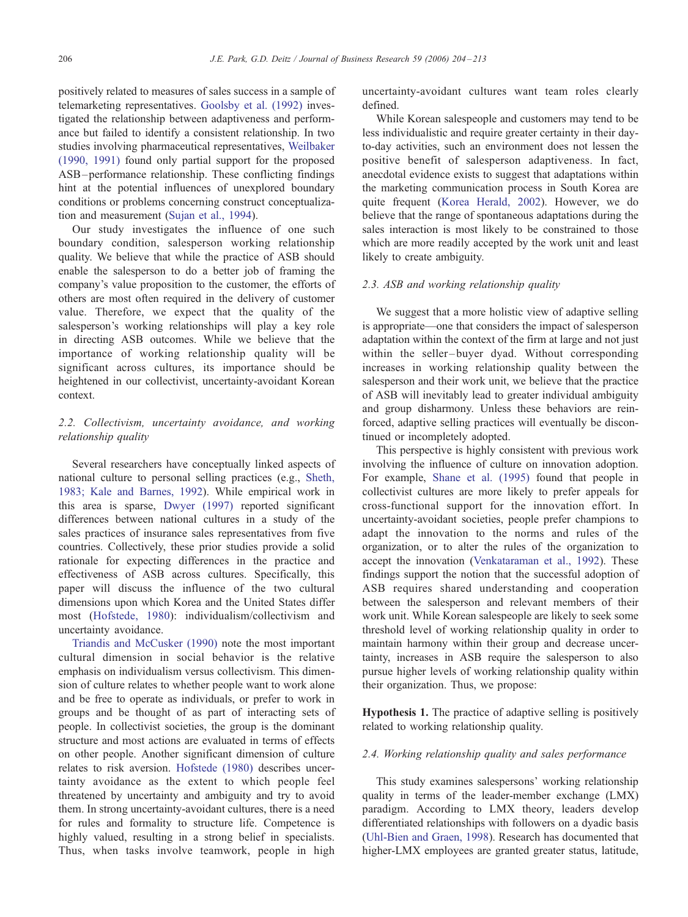positively related to measures of sales success in a sample of telemarketing representatives. Goolsby et al. (1992) investigated the relationship between adaptiveness and performance but failed to identify a consistent relationship. In two studies involving pharmaceutical representatives, Weilbaker (1990, 1991) found only partial support for the proposed ASB–performance relationship. These conflicting findings hint at the potential influences of unexplored boundary conditions or problems concerning construct conceptualization and measurement (Sujan et al., 1994).

Our study investigates the influence of one such boundary condition, salesperson working relationship quality. We believe that while the practice of ASB should enable the salesperson to do a better job of framing the company's value proposition to the customer, the efforts of others are most often required in the delivery of customer value. Therefore, we expect that the quality of the salesperson's working relationships will play a key role in directing ASB outcomes. While we believe that the importance of working relationship quality will be significant across cultures, its importance should be heightened in our collectivist, uncertainty-avoidant Korean context.

### 2.2. Collectivism, uncertainty avoidance, and working relationship quality

Several researchers have conceptually linked aspects of national culture to personal selling practices (e.g., Sheth, 1983; Kale and Barnes, 1992). While empirical work in this area is sparse, Dwyer (1997) reported significant differences between national cultures in a study of the sales practices of insurance sales representatives from five countries. Collectively, these prior studies provide a solid rationale for expecting differences in the practice and effectiveness of ASB across cultures. Specifically, this paper will discuss the influence of the two cultural dimensions upon which Korea and the United States differ most (Hofstede, 1980): individualism/collectivism and uncertainty avoidance.

Triandis and McCusker (1990) note the most important cultural dimension in social behavior is the relative emphasis on individualism versus collectivism. This dimension of culture relates to whether people want to work alone and be free to operate as individuals, or prefer to work in groups and be thought of as part of interacting sets of people. In collectivist societies, the group is the dominant structure and most actions are evaluated in terms of effects on other people. Another significant dimension of culture relates to risk aversion. Hofstede (1980) describes uncertainty avoidance as the extent to which people feel threatened by uncertainty and ambiguity and try to avoid them. In strong uncertainty-avoidant cultures, there is a need for rules and formality to structure life. Competence is highly valued, resulting in a strong belief in specialists. Thus, when tasks involve teamwork, people in high uncertainty-avoidant cultures want team roles clearly defined.

While Korean salespeople and customers may tend to be less individualistic and require greater certainty in their day-to-day activities, such an environment does not lessen the positive benefit of salesperson adaptiveness. In fact, anecdotal evidence exists to suggest that adaptations within the marketing communication process in South Korea are quite frequent (Korea Herald, 2002). However, we do believe that the range of spontaneous adaptations during the sales interaction is most likely to be constrained to those which are more readily accepted by the work unit and least likely to create ambiguity.

### 2.3. ASB and working relationship quality

We suggest that a more holistic view of adaptive selling is appropriate—one that considers the impact of salesperson adaptation within the context of the firm at large and not just within the seller–buyer dyad. Without corresponding increases in working relationship quality between the salesperson and their work unit, we believe that the practice of ASB will inevitably lead to greater individual ambiguity and group disharmony. Unless these behaviors are reinforced, adaptive selling practices will eventually be discontinued or incompletely adopted.

This perspective is highly consistent with previous work involving the influence of culture on innovation adoption. For example, Shane et al. (1995) found that people in collectivist cultures are more likely to prefer appeals for cross-functional support for the innovation effort. In uncertainty-avoidant societies, people prefer champions to adapt the innovation to the norms and rules of the organization, or to alter the rules of the organization to accept the innovation (Venkataraman et al., 1992). These findings support the notion that the successful adoption of ASB requires shared understanding and cooperation between the salesperson and relevant members of their work unit. While Korean salespeople are likely to seek some threshold level of working relationship quality in order to maintain harmony within their group and decrease uncertainty, increases in ASB require the salesperson to also pursue higher levels of working relationship quality within their organization. Thus, we propose:

**Hypothesis 1.** The practice of adaptive selling is positively related to working relationship quality.

### 2.4. Working relationship quality and sales performance

This study examines salespersons' working relationship quality in terms of the leader-member exchange (LMX) paradigm. According to LMX theory, leaders develop differentiated relationships with followers on a dyadic basis (Uhl-Bien and Graen, 1998). Research has documented that higher-LMX employees are granted greater status, latitude,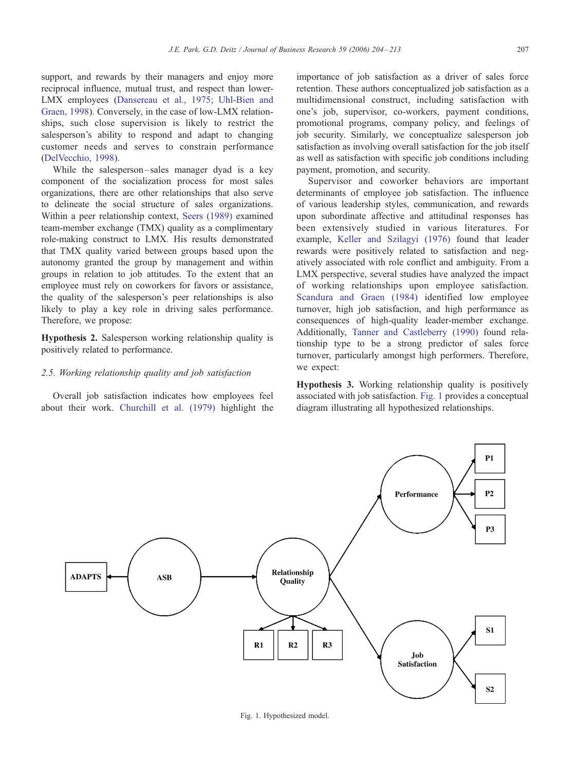support, and rewards by their managers and enjoy more reciprocal influence, mutual trust, and respect than lower-LMX employees (Dansereau et al., 1975; Uhl-Bien and Graen, 1998). Conversely, in the case of low-LMX relationships, such close supervision is likely to restrict the salesperson's ability to respond and adapt to changing customer needs and serves to constrain performance (DelVecchio, 1998).

While the salesperson–sales manager dyad is a key component of the socialization process for most sales organizations, there are other relationships that also serve to delineate the social structure of sales organizations. Within a peer relationship context, Seers (1989) examined team-member exchange (TMX) quality as a complimentary role-making construct to LMX. His results demonstrated that TMX quality varied between groups based upon the autonomy granted the group by management and within groups in relation to job attitudes. To the extent that an employee must rely on coworkers for favors or assistance, the quality of the salesperson's peer relationships is also likely to play a key role in driving sales performance. Therefore, we propose:

**Hypothesis 2.** Salesperson working relationship quality is positively related to performance.

### *2.5. Working relationship quality and job satisfaction*

Overall job satisfaction indicates how employees feel about their work. Churchill et al. (1979) highlight the importance of job satisfaction as a driver of sales force retention. These authors conceptualized job satisfaction as a multidimensional construct, including satisfaction with one's job, supervisor, co-workers, payment conditions, promotional programs, company policy, and feelings of job security. Similarly, we conceptualize salesperson job satisfaction as involving overall satisfaction for the job itself as well as satisfaction with specific job conditions including payment, promotion, and security.

Supervisor and coworker behaviors are important determinants of employee job satisfaction. The influence of various leadership styles, communication, and rewards upon subordinate affective and attitudinal responses has been extensively studied in various literatures. For example, Keller and Szilagyi (1976) found that leader rewards were positively related to satisfaction and negatively associated with role conflict and ambiguity. From a LMX perspective, several studies have analyzed the impact of working relationships upon employee satisfaction. Scandura and Graen (1984) identified low employee turnover, high job satisfaction, and high performance as consequences of high-quality leader-member exchange. Additionally, Tanner and Castleberry (1990) found relationship type to be a strong predictor of sales force turnover, particularly amongst high performers. Therefore, we expect:

**Hypothesis 3.** Working relationship quality is positively associated with job satisfaction. Fig. 1 provides a conceptual diagram illustrating all hypothesized relationships.

Fig. 1. Hypothesized model.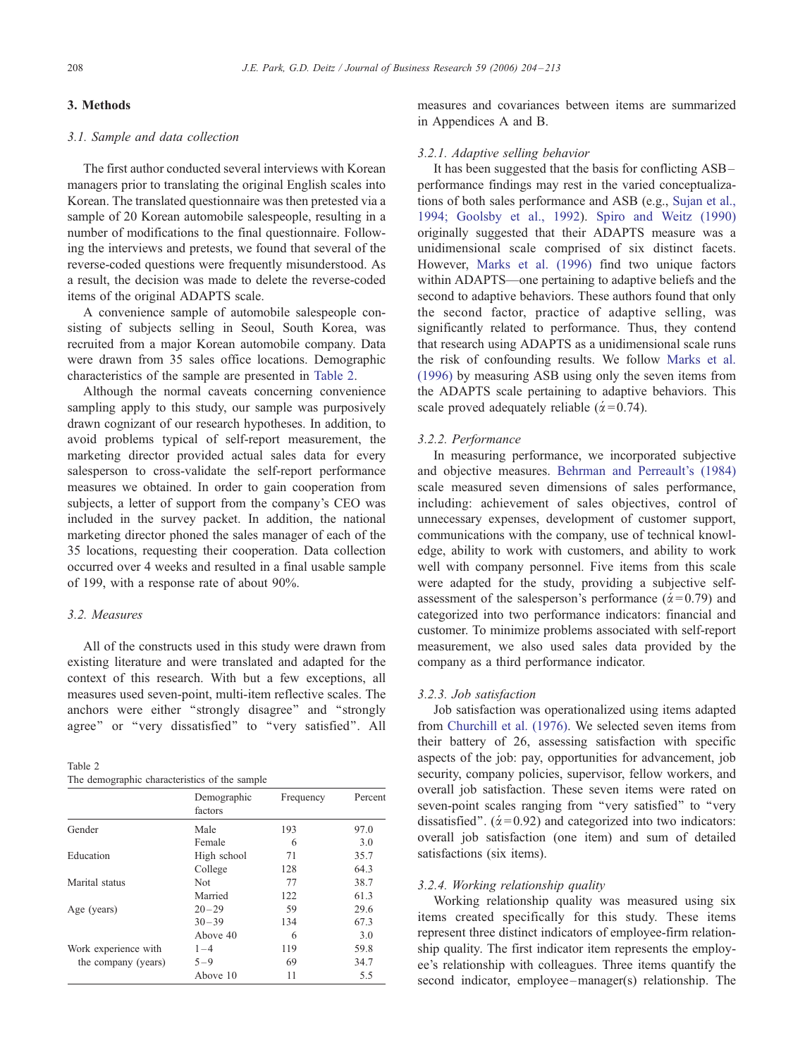## 3. Methods

### 3.1. Sample and data collection

The first author conducted several interviews with Korean managers prior to translating the original English scales into Korean. The translated questionnaire was then pretested via a sample of 20 Korean automobile salespeople, resulting in a number of modifications to the final questionnaire. Following the interviews and pretests, we found that several of the reverse-coded questions were frequently misunderstood. As a result, the decision was made to delete the reverse-coded items of the original ADAPTS scale.

A convenience sample of automobile salespeople consisting of subjects selling in Seoul, South Korea, was recruited from a major Korean automobile company. Data were drawn from 35 sales office locations. Demographic characteristics of the sample are presented in Table 2.

Although the normal caveats concerning convenience sampling apply to this study, our sample was purposively drawn cognizant of our research hypotheses. In addition, to avoid problems typical of self-report measurement, the marketing director provided actual sales data for every salesperson to cross-validate the self-report performance measures we obtained. In order to gain cooperation from subjects, a letter of support from the company's CEO was included in the survey packet. In addition, the national marketing director phoned the sales manager of each of the 35 locations, requesting their cooperation. Data collection occurred over 4 weeks and resulted in a final usable sample of 199, with a response rate of about 90%.

### 3.2. Measures

All of the constructs used in this study were drawn from existing literature and were translated and adapted for the context of this research. With but a few exceptions, all measures used seven-point, multi-item reflective scales. The anchors were either "strongly disagree" and "strongly agree" or "very dissatisfied" to "very satisfied". All measures and covariances between items are summarized in Appendices A and B.

Table 2
The demographic characteristics of the sample

| | Demographic factors | Frequency | Percent |
|---|---|---|---|
| Gender | Male | 193 | 97.0 |
| | Female | 6 | 3.0 |
| Education | High school | 71 | 35.7 |
| | College | 128 | 64.3 |
| Marital status | Not | 77 | 38.7 |
| | Married | 122 | 61.3 |
| Age (years) | 20–29 | 59 | 29.6 |
| | 30–39 | 134 | 67.3 |
| | Above 40 | 6 | 3.0 |
| Work experience with the company (years) | 1–4 | 119 | 59.8 |
| | 5–9 | 69 | 34.7 |
| | Above 10 | 11 | 5.5 |

#### 3.2.1. Adaptive selling behavior

It has been suggested that the basis for conflicting ASB–performance findings may rest in the varied conceptualizations of both sales performance and ASB (e.g., Sujan et al., 1994; Goolsby et al., 1992). Spiro and Weitz (1990) originally suggested that their ADAPTS measure was a unidimensional scale comprised of six distinct facets. However, Marks et al. (1996) find two unique factors within ADAPTS—one pertaining to adaptive beliefs and the second to adaptive behaviors. These authors found that only the second factor, practice of adaptive selling, was significantly related to performance. Thus, they contend that research using ADAPTS as a unidimensional scale runs the risk of confounding results. We follow Marks et al. (1996) by measuring ASB using only the seven items from the ADAPTS scale pertaining to adaptive behaviors. This scale proved adequately reliable ($\acute{\alpha}=0.74$).

#### 3.2.2. Performance

In measuring performance, we incorporated subjective and objective measures. Behrman and Perreault's (1984) scale measured seven dimensions of sales performance, including: achievement of sales objectives, control of unnecessary expenses, development of customer support, communications with the company, use of technical knowledge, ability to work with customers, and ability to work well with company personnel. Five items from this scale were adapted for the study, providing a subjective self-assessment of the salesperson's performance ($\acute{\alpha}=0.79$) and categorized into two performance indicators: financial and customer. To minimize problems associated with self-report measurement, we also used sales data provided by the company as a third performance indicator.

#### 3.2.3. Job satisfaction

Job satisfaction was operationalized using items adapted from Churchill et al. (1976). We selected seven items from their battery of 26, assessing satisfaction with specific aspects of the job: pay, opportunities for advancement, job security, company policies, supervisor, fellow workers, and overall job satisfaction. These seven items were rated on seven-point scales ranging from "very satisfied" to "very dissatisfied". ($\acute{\alpha}=0.92$) and categorized into two indicators: overall job satisfaction (one item) and sum of detailed satisfactions (six items).

#### 3.2.4. Working relationship quality

Working relationship quality was measured using six items created specifically for this study. These items represent three distinct indicators of employee-firm relationship quality. The first indicator item represents the employee's relationship with colleagues. Three items quantify the second indicator, employee–manager(s) relationship. The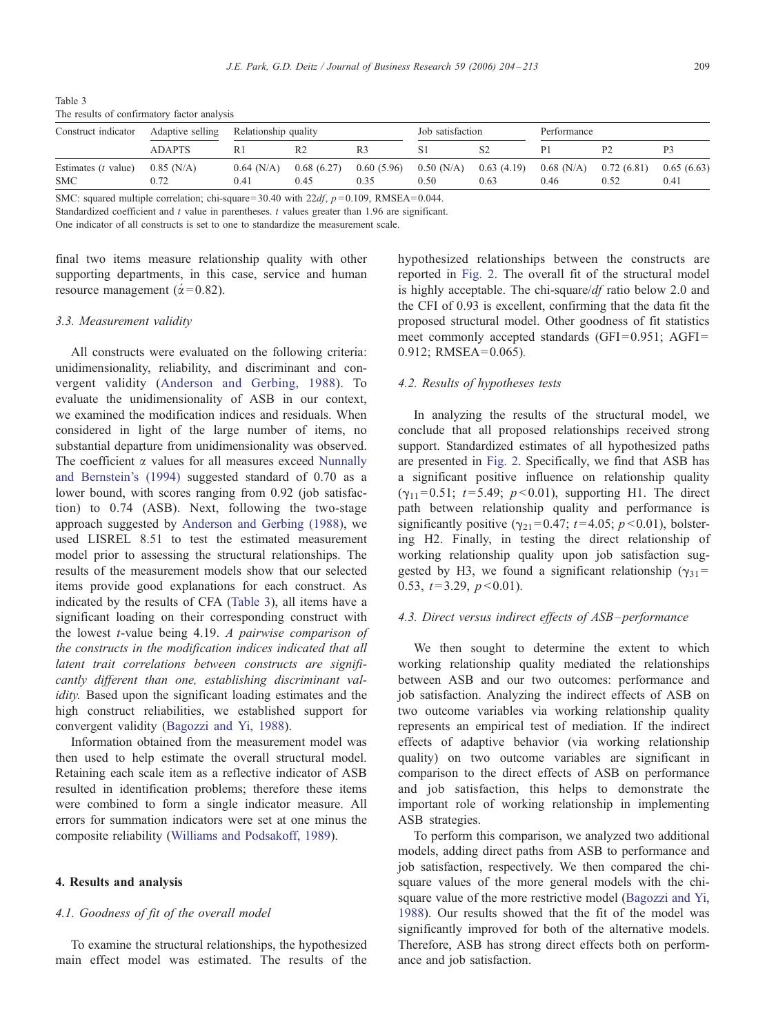Table 3
The results of confirmatory factor analysis

| Construct indicator | Adaptive selling | Relationship quality | | | Job satisfaction | | Performance | | |
|---|---|---|---|---|---|---|---|---|---|
| | ADAPTS | R1 | R2 | R3 | S1 | S2 | P1 | P2 | P3 |
| Estimates (*t* value) | 0.85 (N/A) | 0.64 (N/A) | 0.68 (6.27) | 0.60 (5.96) | 0.50 (N/A) | 0.63 (4.19) | 0.68 (N/A) | 0.72 (6.81) | 0.65 (6.63) |
| SMC | 0.72 | 0.41 | 0.45 | 0.35 | 0.50 | 0.63 | 0.46 | 0.52 | 0.41 |

SMC: squared multiple correlation; chi-square = 30.40 with 22*df*, $p = 0.109$, RMSEA = 0.044.
Standardized coefficient and *t* value in parentheses. *t* values greater than 1.96 are significant.
One indicator of all constructs is set to one to standardize the measurement scale.

final two items measure relationship quality with other supporting departments, in this case, service and human resource management ($\acute{\alpha} = 0.82$).

### 3.3. Measurement validity

All constructs were evaluated on the following criteria: unidimensionality, reliability, and discriminant and convergent validity (Anderson and Gerbing, 1988). To evaluate the unidimensionality of ASB in our context, we examined the modification indices and residuals. When considered in light of the large number of items, no substantial departure from unidimensionality was observed. The coefficient $\alpha$ values for all measures exceed Nunnally and Bernstein's (1994) suggested standard of 0.70 as a lower bound, with scores ranging from 0.92 (job satisfaction) to 0.74 (ASB). Next, following the two-stage approach suggested by Anderson and Gerbing (1988), we used LISREL 8.51 to test the estimated measurement model prior to assessing the structural relationships. The results of the measurement models show that our selected items provide good explanations for each construct. As indicated by the results of CFA (Table 3), all items have a significant loading on their corresponding construct with the lowest *t*-value being 4.19. *A pairwise comparison of the constructs in the modification indices indicated that all latent trait correlations between constructs are significantly different than one, establishing discriminant validity.* Based upon the significant loading estimates and the high construct reliabilities, we established support for convergent validity (Bagozzi and Yi, 1988).

Information obtained from the measurement model was then used to help estimate the overall structural model. Retaining each scale item as a reflective indicator of ASB resulted in identification problems; therefore these items were combined to form a single indicator measure. All errors for summation indicators were set at one minus the composite reliability (Williams and Podsakoff, 1989).

## 4. Results and analysis

### 4.1. Goodness of fit of the overall model

To examine the structural relationships, the hypothesized main effect model was estimated. The results of the hypothesized relationships between the constructs are reported in Fig. 2. The overall fit of the structural model is highly acceptable. The chi-square/*df* ratio below 2.0 and the CFI of 0.93 is excellent, confirming that the data fit the proposed structural model. Other goodness of fit statistics meet commonly accepted standards (GFI = 0.951; AGFI = 0.912; RMSEA = 0.065).

### 4.2. Results of hypotheses tests

In analyzing the results of the structural model, we conclude that all proposed relationships received strong support. Standardized estimates of all hypothesized paths are presented in Fig. 2. Specifically, we find that ASB has a significant positive influence on relationship quality ($\gamma_{11} = 0.51$; $t = 5.49$; $p < 0.01$), supporting H1. The direct path between relationship quality and performance is significantly positive ($\gamma_{21} = 0.47$; $t = 4.05$; $p < 0.01$), bolstering H2. Finally, in testing the direct relationship of working relationship quality upon job satisfaction suggested by H3, we found a significant relationship ($\gamma_{31} = 0.53$, $t = 3.29$, $p < 0.01$).

### 4.3. Direct versus indirect effects of ASB–performance

We then sought to determine the extent to which working relationship quality mediated the relationships between ASB and our two outcomes: performance and job satisfaction. Analyzing the indirect effects of ASB on two outcome variables via working relationship quality represents an empirical test of mediation. If the indirect effects of adaptive behavior (via working relationship quality) on two outcome variables are significant in comparison to the direct effects of ASB on performance and job satisfaction, this helps to demonstrate the important role of working relationship in implementing ASB strategies.

To perform this comparison, we analyzed two additional models, adding direct paths from ASB to performance and job satisfaction, respectively. We then compared the chi-square values of the more general models with the chi-square value of the more restrictive model (Bagozzi and Yi, 1988). Our results showed that the fit of the model was significantly improved for both of the alternative models. Therefore, ASB has strong direct effects both on performance and job satisfaction.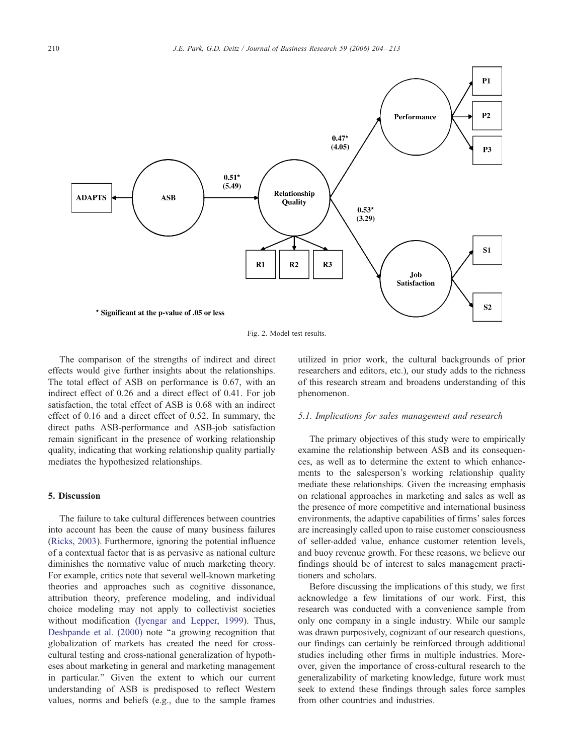Fig. 2. Model test results.

The comparison of the strengths of indirect and direct effects would give further insights about the relationships. The total effect of ASB on performance is 0.67, with an indirect effect of 0.26 and a direct effect of 0.41. For job satisfaction, the total effect of ASB is 0.68 with an indirect effect of 0.16 and a direct effect of 0.52. In summary, the direct paths ASB-performance and ASB-job satisfaction remain significant in the presence of working relationship quality, indicating that working relationship quality partially mediates the hypothesized relationships.

## 5. Discussion

The failure to take cultural differences between countries into account has been the cause of many business failures (Ricks, 2003). Furthermore, ignoring the potential influence of a contextual factor that is as pervasive as national culture diminishes the normative value of much marketing theory. For example, critics note that several well-known marketing theories and approaches such as cognitive dissonance, attribution theory, preference modeling, and individual choice modeling may not apply to collectivist societies without modification (Iyengar and Lepper, 1999). Thus, Deshpande et al. (2000) note "a growing recognition that globalization of markets has created the need for cross-cultural testing and cross-national generalization of hypotheses about marketing in general and marketing management in particular." Given the extent to which our current understanding of ASB is predisposed to reflect Western values, norms and beliefs (e.g., due to the sample frames utilized in prior work, the cultural backgrounds of prior researchers and editors, etc.), our study adds to the richness of this research stream and broadens understanding of this phenomenon.

### 5.1. Implications for sales management and research

The primary objectives of this study were to empirically examine the relationship between ASB and its consequences, as well as to determine the extent to which enhancements to the salesperson's working relationship quality mediate these relationships. Given the increasing emphasis on relational approaches in marketing and sales as well as the presence of more competitive and international business environments, the adaptive capabilities of firms' sales forces are increasingly called upon to raise customer consciousness of seller-added value, enhance customer retention levels, and buoy revenue growth. For these reasons, we believe our findings should be of interest to sales management practitioners and scholars.

Before discussing the implications of this study, we first acknowledge a few limitations of our work. First, this research was conducted with a convenience sample from only one company in a single industry. While our sample was drawn purposively, cognizant of our research questions, our findings can certainly be reinforced through additional studies including other firms in multiple industries. Moreover, given the importance of cross-cultural research to the generalizability of marketing knowledge, future work must seek to extend these findings through sales force samples from other countries and industries.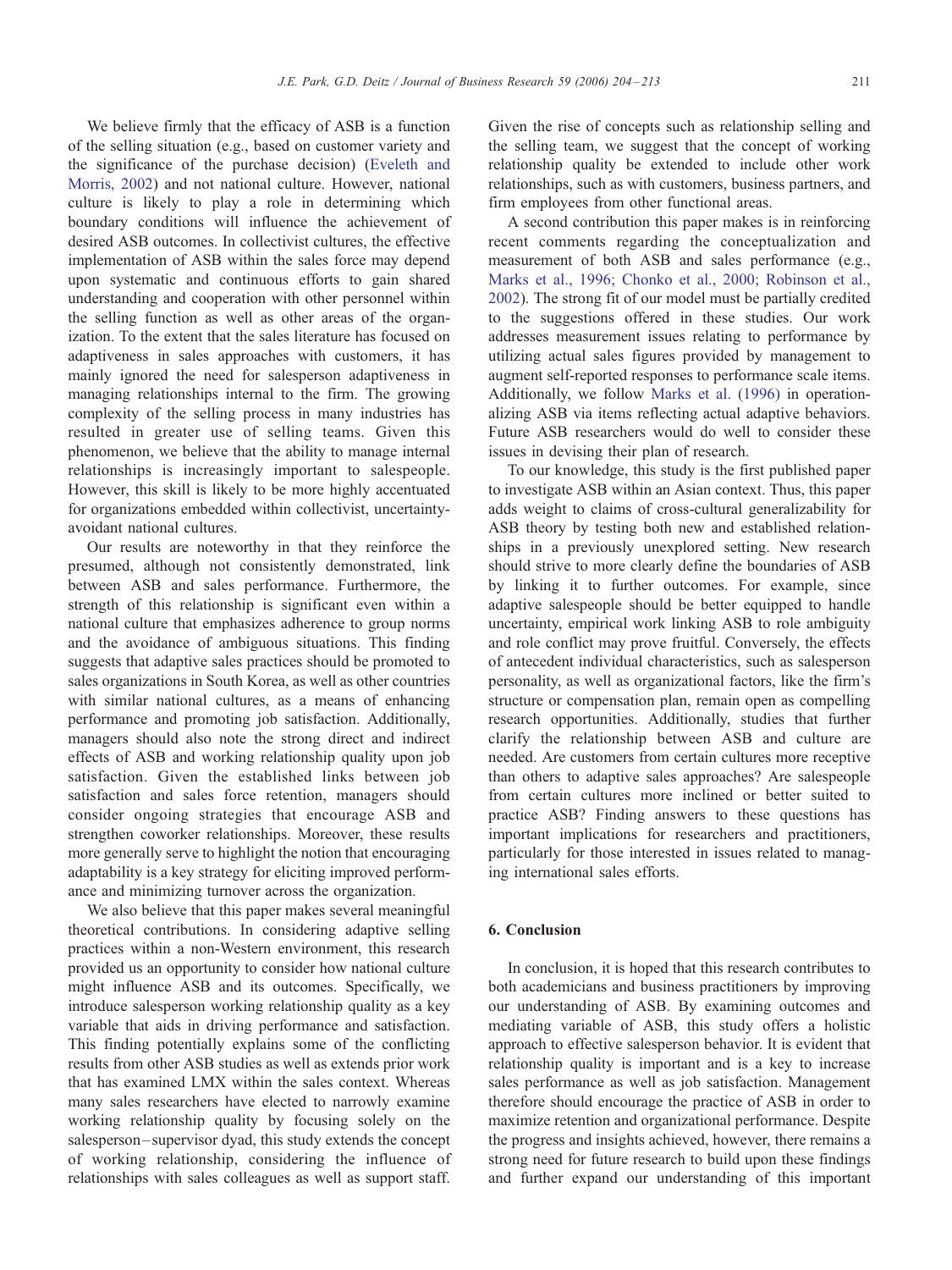We believe firmly that the efficacy of ASB is a function of the selling situation (e.g., based on customer variety and the significance of the purchase decision) (Eveleth and Morris, 2002) and not national culture. However, national culture is likely to play a role in determining which boundary conditions will influence the achievement of desired ASB outcomes. In collectivist cultures, the effective implementation of ASB within the sales force may depend upon systematic and continuous efforts to gain shared understanding and cooperation with other personnel within the selling function as well as other areas of the organization. To the extent that the sales literature has focused on adaptiveness in sales approaches with customers, it has mainly ignored the need for salesperson adaptiveness in managing relationships internal to the firm. The growing complexity of the selling process in many industries has resulted in greater use of selling teams. Given this phenomenon, we believe that the ability to manage internal relationships is increasingly important to salespeople. However, this skill is likely to be more highly accentuated for organizations embedded within collectivist, uncertainty-avoidant national cultures.

Our results are noteworthy in that they reinforce the presumed, although not consistently demonstrated, link between ASB and sales performance. Furthermore, the strength of this relationship is significant even within a national culture that emphasizes adherence to group norms and the avoidance of ambiguous situations. This finding suggests that adaptive sales practices should be promoted to sales organizations in South Korea, as well as other countries with similar national cultures, as a means of enhancing performance and promoting job satisfaction. Additionally, managers should also note the strong direct and indirect effects of ASB and working relationship quality upon job satisfaction. Given the established links between job satisfaction and sales force retention, managers should consider ongoing strategies that encourage ASB and strengthen coworker relationships. Moreover, these results more generally serve to highlight the notion that encouraging adaptability is a key strategy for eliciting improved performance and minimizing turnover across the organization.

We also believe that this paper makes several meaningful theoretical contributions. In considering adaptive selling practices within a non-Western environment, this research provided us an opportunity to consider how national culture might influence ASB and its outcomes. Specifically, we introduce salesperson working relationship quality as a key variable that aids in driving performance and satisfaction. This finding potentially explains some of the conflicting results from other ASB studies as well as extends prior work that has examined LMX within the sales context. Whereas many sales researchers have elected to narrowly examine working relationship quality by focusing solely on the salesperson–supervisor dyad, this study extends the concept of working relationship, considering the influence of relationships with sales colleagues as well as support staff. Given the rise of concepts such as relationship selling and the selling team, we suggest that the concept of working relationship quality be extended to include other work relationships, such as with customers, business partners, and firm employees from other functional areas.

A second contribution this paper makes is in reinforcing recent comments regarding the conceptualization and measurement of both ASB and sales performance (e.g., Marks et al., 1996; Chonko et al., 2000; Robinson et al., 2002). The strong fit of our model must be partially credited to the suggestions offered in these studies. Our work addresses measurement issues relating to performance by utilizing actual sales figures provided by management to augment self-reported responses to performance scale items. Additionally, we follow Marks et al. (1996) in operationalizing ASB via items reflecting actual adaptive behaviors. Future ASB researchers would do well to consider these issues in devising their plan of research.

To our knowledge, this study is the first published paper to investigate ASB within an Asian context. Thus, this paper adds weight to claims of cross-cultural generalizability for ASB theory by testing both new and established relationships in a previously unexplored setting. New research should strive to more clearly define the boundaries of ASB by linking it to further outcomes. For example, since adaptive salespeople should be better equipped to handle uncertainty, empirical work linking ASB to role ambiguity and role conflict may prove fruitful. Conversely, the effects of antecedent individual characteristics, such as salesperson personality, as well as organizational factors, like the firm's structure or compensation plan, remain open as compelling research opportunities. Additionally, studies that further clarify the relationship between ASB and culture are needed. Are customers from certain cultures more receptive than others to adaptive sales approaches? Are salespeople from certain cultures more inclined or better suited to practice ASB? Finding answers to these questions has important implications for researchers and practitioners, particularly for those interested in issues related to managing international sales efforts.

## 6. Conclusion

In conclusion, it is hoped that this research contributes to both academicians and business practitioners by improving our understanding of ASB. By examining outcomes and mediating variable of ASB, this study offers a holistic approach to effective salesperson behavior. It is evident that relationship quality is important and is a key to increase sales performance as well as job satisfaction. Management therefore should encourage the practice of ASB in order to maximize retention and organizational performance. Despite the progress and insights achieved, however, there remains a strong need for future research to build upon these findings and further expand our understanding of this important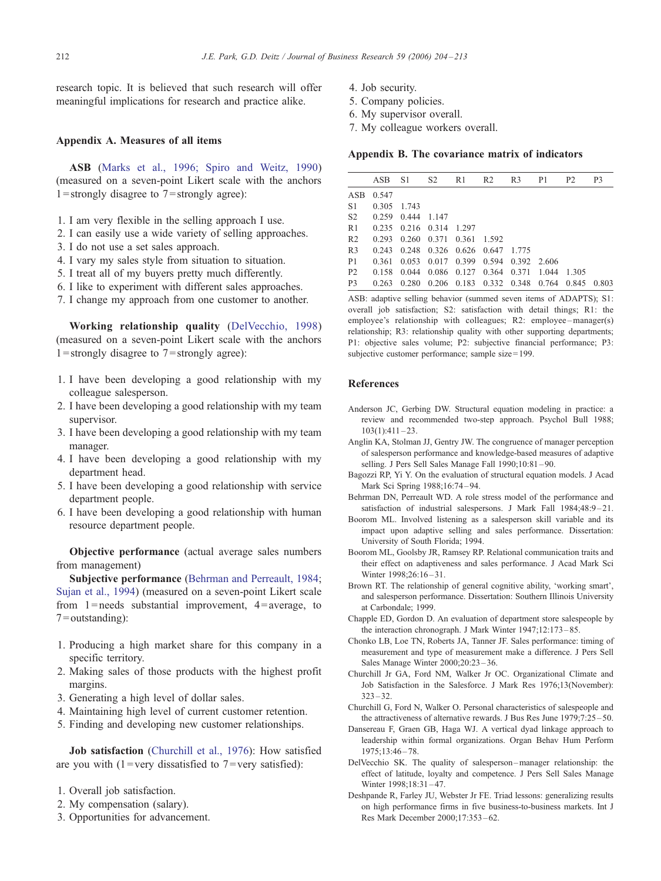research topic. It is believed that such research will offer meaningful implications for research and practice alike.

## Appendix A. Measures of all items

**ASB** (Marks et al., 1996; Spiro and Weitz, 1990) (measured on a seven-point Likert scale with the anchors 1 = strongly disagree to 7 = strongly agree):

1. I am very flexible in the selling approach I use.
2. I can easily use a wide variety of selling approaches.
3. I do not use a set sales approach.
4. I vary my sales style from situation to situation.
5. I treat all of my buyers pretty much differently.
6. I like to experiment with different sales approaches.
7. I change my approach from one customer to another.

**Working relationship quality** (DelVecchio, 1998) (measured on a seven-point Likert scale with the anchors 1 = strongly disagree to 7 = strongly agree):

1. I have been developing a good relationship with my colleague salesperson.
2. I have been developing a good relationship with my team supervisor.
3. I have been developing a good relationship with my team manager.
4. I have been developing a good relationship with my department head.
5. I have been developing a good relationship with service department people.
6. I have been developing a good relationship with human resource department people.

**Objective performance** (actual average sales numbers from management)

**Subjective performance** (Behrman and Perreault, 1984; Sujan et al., 1994) (measured on a seven-point Likert scale from 1 = needs substantial improvement, 4 = average, to 7 = outstanding):

1. Producing a high market share for this company in a specific territory.
2. Making sales of those products with the highest profit margins.
3. Generating a high level of dollar sales.
4. Maintaining high level of current customer retention.
5. Finding and developing new customer relationships.

**Job satisfaction** (Churchill et al., 1976): How satisfied are you with (1 = very dissatisfied to 7 = very satisfied):

1. Overall job satisfaction.
2. My compensation (salary).
3. Opportunities for advancement.
4. Job security.
5. Company policies.
6. My supervisor overall.
7. My colleague workers overall.

## Appendix B. The covariance matrix of indicators

| | ASB | S1 | S2 | R1 | R2 | R3 | P1 | P2 | P3 |
|---|---|---|---|---|---|---|---|---|---|
| ASB | 0.547 | | | | | | | | |
| S1 | 0.305 | 1.743 | | | | | | | |
| S2 | 0.259 | 0.444 | 1.147 | | | | | | |
| R1 | 0.235 | 0.216 | 0.314 | 1.297 | | | | | |
| R2 | 0.293 | 0.260 | 0.371 | 0.361 | 1.592 | | | | |
| R3 | 0.243 | 0.248 | 0.326 | 0.626 | 0.647 | 1.775 | | | |
| P1 | 0.361 | 0.053 | 0.017 | 0.399 | 0.594 | 0.392 | 2.606 | | |
| P2 | 0.158 | 0.044 | 0.086 | 0.127 | 0.364 | 0.371 | 1.044 | 1.305 | |
| P3 | 0.263 | 0.280 | 0.206 | 0.183 | 0.332 | 0.348 | 0.764 | 0.845 | 0.803 |

ASB: adaptive selling behavior (summed seven items of ADAPTS); S1: overall job satisfaction; S2: satisfaction with detail things; R1: the employee's relationship with colleagues; R2: employee–manager(s) relationship; R3: relationship quality with other supporting departments; P1: objective sales volume; P2: subjective financial performance; P3: subjective customer performance; sample size = 199.

## References

Anderson JC, Gerbing DW. Structural equation modeling in practice: a review and recommended two-step approach. Psychol Bull 1988; 103(1):411–23.

Anglin KA, Stolman JJ, Gentry JW. The congruence of manager perception of salesperson performance and knowledge-based measures of adaptive selling. J Pers Sell Sales Manage Fall 1990;10:81–90.

Bagozzi RP, Yi Y. On the evaluation of structural equation models. J Acad Mark Sci Spring 1988;16:74–94.

Behrman DN, Perreault WD. A role stress model of the performance and satisfaction of industrial salespersons. J Mark Fall 1984;48:9–21.

Boorom ML. Involved listening as a salesperson skill variable and its impact upon adaptive selling and sales performance. Dissertation: University of South Florida; 1994.

Boorom ML, Goolsby JR, Ramsey RP. Relational communication traits and their effect on adaptiveness and sales performance. J Acad Mark Sci Winter 1998;26:16–31.

Brown RT. The relationship of general cognitive ability, 'working smart', and salesperson performance. Dissertation: Southern Illinois University at Carbondale; 1999.

Chapple ED, Gordon D. An evaluation of department store salespeople by the interaction chronograph. J Mark Winter 1947;12:173–85.

Chonko LB, Loe TN, Roberts JA, Tanner JF. Sales performance: timing of measurement and type of measurement make a difference. J Pers Sell Sales Manage Winter 2000;20:23–36.

Churchill Jr GA, Ford NM, Walker Jr OC. Organizational Climate and Job Satisfaction in the Salesforce. J Mark Res 1976;13(November): 323–32.

Churchill G, Ford N, Walker O. Personal characteristics of salespeople and the attractiveness of alternative rewards. J Bus Res June 1979;7:25–50.

Dansereau F, Graen GB, Haga WJ. A vertical dyad linkage approach to leadership within formal organizations. Organ Behav Hum Perform 1975;13:46–78.

DelVecchio SK. The quality of salesperson–manager relationship: the effect of latitude, loyalty and competence. J Pers Sell Sales Manage Winter 1998;18:31–47.

Deshpande R, Farley JU, Webster Jr FE. Triad lessons: generalizing results on high performance firms in five business-to-business markets. Int J Res Mark December 2000;17:353–62.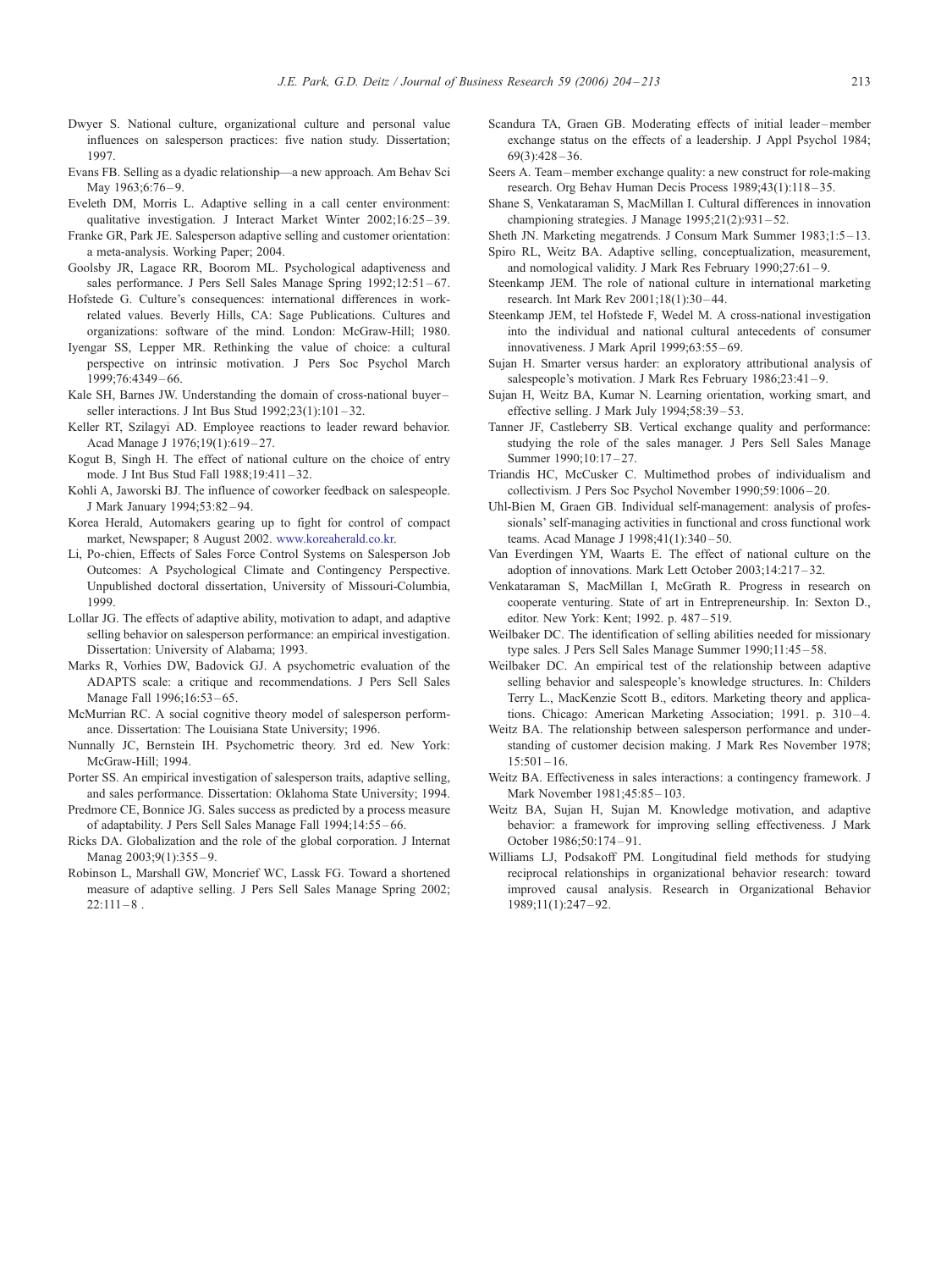Dwyer S. National culture, organizational culture and personal value influences on salesperson practices: five nation study. Dissertation; 1997.

Evans FB. Selling as a dyadic relationship—a new approach. Am Behav Sci May 1963;6:76–9.

Eveleth DM, Morris L. Adaptive selling in a call center environment: qualitative investigation. J Interact Market Winter 2002;16:25–39.

Franke GR, Park JE. Salesperson adaptive selling and customer orientation: a meta-analysis. Working Paper; 2004.

Goolsby JR, Lagace RR, Boorom ML. Psychological adaptiveness and sales performance. J Pers Sell Sales Manage Spring 1992;12:51–67.

Hofstede G. Culture's consequences: international differences in work-related values. Beverly Hills, CA: Sage Publications. Cultures and organizations: software of the mind. London: McGraw-Hill; 1980.

Iyengar SS, Lepper MR. Rethinking the value of choice: a cultural perspective on intrinsic motivation. J Pers Soc Psychol March 1999;76:4349–66.

Kale SH, Barnes JW. Understanding the domain of cross-national buyer–seller interactions. J Int Bus Stud 1992;23(1):101–32.

Keller RT, Szilagyi AD. Employee reactions to leader reward behavior. Acad Manage J 1976;19(1):619–27.

Kogut B, Singh H. The effect of national culture on the choice of entry mode. J Int Bus Stud Fall 1988;19:411–32.

Kohli A, Jaworski BJ. The influence of coworker feedback on salespeople. J Mark January 1994;53:82–94.

Korea Herald, Automakers gearing up to fight for control of compact market, Newspaper; 8 August 2002. www.koreaherald.co.kr.

Li, Po-chien, Effects of Sales Force Control Systems on Salesperson Job Outcomes: A Psychological Climate and Contingency Perspective. Unpublished doctoral dissertation, University of Missouri-Columbia, 1999.

Lollar JG. The effects of adaptive ability, motivation to adapt, and adaptive selling behavior on salesperson performance: an empirical investigation. Dissertation: University of Alabama; 1993.

Marks R, Vorhies DW, Badovick GJ. A psychometric evaluation of the ADAPTS scale: a critique and recommendations. J Pers Sell Sales Manage Fall 1996;16:53–65.

McMurrian RC. A social cognitive theory model of salesperson performance. Dissertation: The Louisiana State University; 1996.

Nunnally JC, Bernstein IH. Psychometric theory. 3rd ed. New York: McGraw-Hill; 1994.

Porter SS. An empirical investigation of salesperson traits, adaptive selling, and sales performance. Dissertation: Oklahoma State University; 1994.

Predmore CE, Bonnice JG. Sales success as predicted by a process measure of adaptability. J Pers Sell Sales Manage Fall 1994;14:55–66.

Ricks DA. Globalization and the role of the global corporation. J Internat Manag 2003;9(1):355–9.

Robinson L, Marshall GW, Moncrief WC, Lassk FG. Toward a shortened measure of adaptive selling. J Pers Sell Sales Manage Spring 2002; 22:111–8 .

Scandura TA, Graen GB. Moderating effects of initial leader–member exchange status on the effects of a leadership. J Appl Psychol 1984; 69(3):428–36.

Seers A. Team–member exchange quality: a new construct for role-making research. Org Behav Human Decis Process 1989;43(1):118–35.

Shane S, Venkataraman S, MacMillan I. Cultural differences in innovation championing strategies. J Manage 1995;21(2):931–52.

Sheth JN. Marketing megatrends. J Consum Mark Summer 1983;1:5–13.

Spiro RL, Weitz BA. Adaptive selling, conceptualization, measurement, and nomological validity. J Mark Res February 1990;27:61–9.

Steenkamp JEM. The role of national culture in international marketing research. Int Mark Rev 2001;18(1):30–44.

Steenkamp JEM, tel Hofstede F, Wedel M. A cross-national investigation into the individual and national cultural antecedents of consumer innovativeness. J Mark April 1999;63:55–69.

Sujan H. Smarter versus harder: an exploratory attributional analysis of salespeople's motivation. J Mark Res February 1986;23:41–9.

Sujan H, Weitz BA, Kumar N. Learning orientation, working smart, and effective selling. J Mark July 1994;58:39–53.

Tanner JF, Castleberry SB. Vertical exchange quality and performance: studying the role of the sales manager. J Pers Sell Sales Manage Summer 1990;10:17–27.

Triandis HC, McCusker C. Multimethod probes of individualism and collectivism. J Pers Soc Psychol November 1990;59:1006–20.

Uhl-Bien M, Graen GB. Individual self-management: analysis of professionals' self-managing activities in functional and cross functional work teams. Acad Manage J 1998;41(1):340–50.

Van Everdingen YM, Waarts E. The effect of national culture on the adoption of innovations. Mark Lett October 2003;14:217–32.

Venkataraman S, MacMillan I, McGrath R. Progress in research on cooperate venturing. State of art in Entrepreneurship. In: Sexton D., editor. New York: Kent; 1992. p. 487–519.

Weilbaker DC. The identification of selling abilities needed for missionary type sales. J Pers Sell Sales Manage Summer 1990;11:45–58.

Weilbaker DC. An empirical test of the relationship between adaptive selling behavior and salespeople's knowledge structures. In: Childers Terry L., MacKenzie Scott B., editors. Marketing theory and applications. Chicago: American Marketing Association; 1991. p. 310–4.

Weitz BA. The relationship between salesperson performance and understanding of customer decision making. J Mark Res November 1978; 15:501–16.

Weitz BA. Effectiveness in sales interactions: a contingency framework. J Mark November 1981;45:85–103.

Weitz BA, Sujan H, Sujan M. Knowledge motivation, and adaptive behavior: a framework for improving selling effectiveness. J Mark October 1986;50:174–91.

Williams LJ, Podsakoff PM. Longitudinal field methods for studying reciprocal relationships in organizational behavior research: toward improved causal analysis. Research in Organizational Behavior 1989;11(1):247–92.